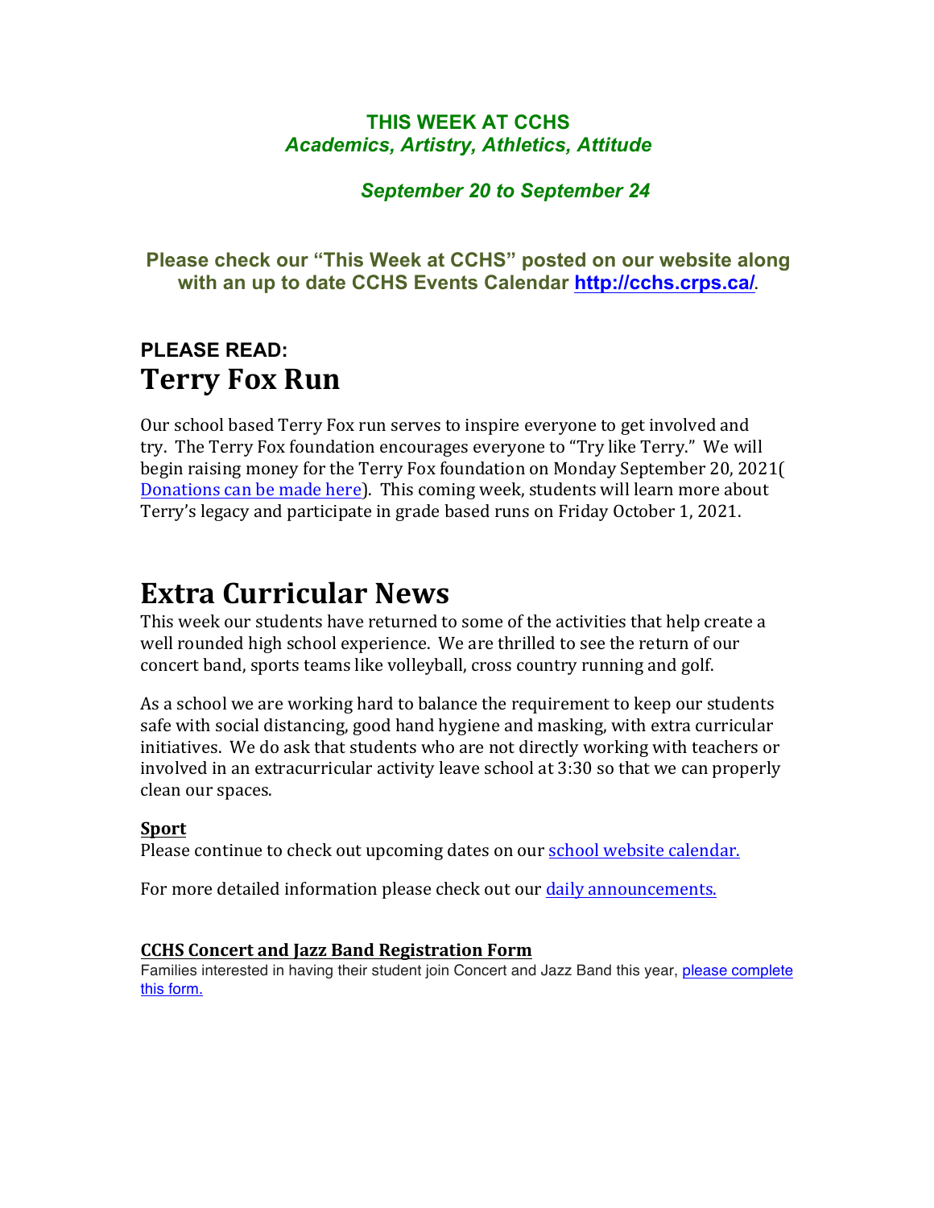**THIS WEEK AT CCHS**
***Academics, Artistry, Athletics, Attitude***

***September 20 to September 24***

**Please check our "This Week at CCHS" posted on our website along with an up to date CCHS Events Calendar [http://cchs.crps.ca/](http://cchs.crps.ca/).**

**PLEASE READ:**
# Terry Fox Run

Our school based Terry Fox run serves to inspire everyone to get involved and try. The Terry Fox foundation encourages everyone to "Try like Terry." We will begin raising money for the Terry Fox foundation on Monday September 20, 2021( Donations can be made here). This coming week, students will learn more about Terry's legacy and participate in grade based runs on Friday October 1, 2021.

# Extra Curricular News

This week our students have returned to some of the activities that help create a well rounded high school experience. We are thrilled to see the return of our concert band, sports teams like volleyball, cross country running and golf.

As a school we are working hard to balance the requirement to keep our students safe with social distancing, good hand hygiene and masking, with extra curricular initiatives. We do ask that students who are not directly working with teachers or involved in an extracurricular activity leave school at 3:30 so that we can properly clean our spaces.

**Sport**

Please continue to check out upcoming dates on our school website calendar.

For more detailed information please check out our daily announcements.

**CCHS Concert and Jazz Band Registration Form**

Families interested in having their student join Concert and Jazz Band this year, please complete this form.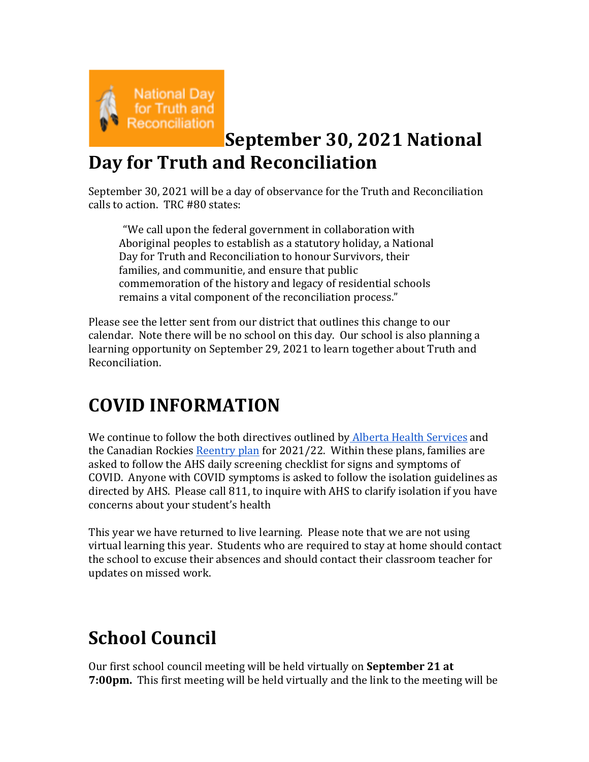# September 30, 2021 National Day for Truth and Reconciliation

September 30, 2021 will be a day of observance for the Truth and Reconciliation calls to action. TRC #80 states:

> "We call upon the federal government in collaboration with Aboriginal peoples to establish as a statutory holiday, a National Day for Truth and Reconciliation to honour Survivors, their families, and communitie, and ensure that public commemoration of the history and legacy of residential schools remains a vital component of the reconciliation process."

Please see the letter sent from our district that outlines this change to our calendar. Note there will be no school on this day. Our school is also planning a learning opportunity on September 29, 2021 to learn together about Truth and Reconciliation.

# COVID INFORMATION

We continue to follow the both directives outlined by Alberta Health Services and the Canadian Rockies Reentry plan for 2021/22. Within these plans, families are asked to follow the AHS daily screening checklist for signs and symptoms of COVID. Anyone with COVID symptoms is asked to follow the isolation guidelines as directed by AHS. Please call 811, to inquire with AHS to clarify isolation if you have concerns about your student's health

This year we have returned to live learning. Please note that we are not using virtual learning this year. Students who are required to stay at home should contact the school to excuse their absences and should contact their classroom teacher for updates on missed work.

# School Council

Our first school council meeting will be held virtually on **September 21 at 7:00pm.** This first meeting will be held virtually and the link to the meeting will be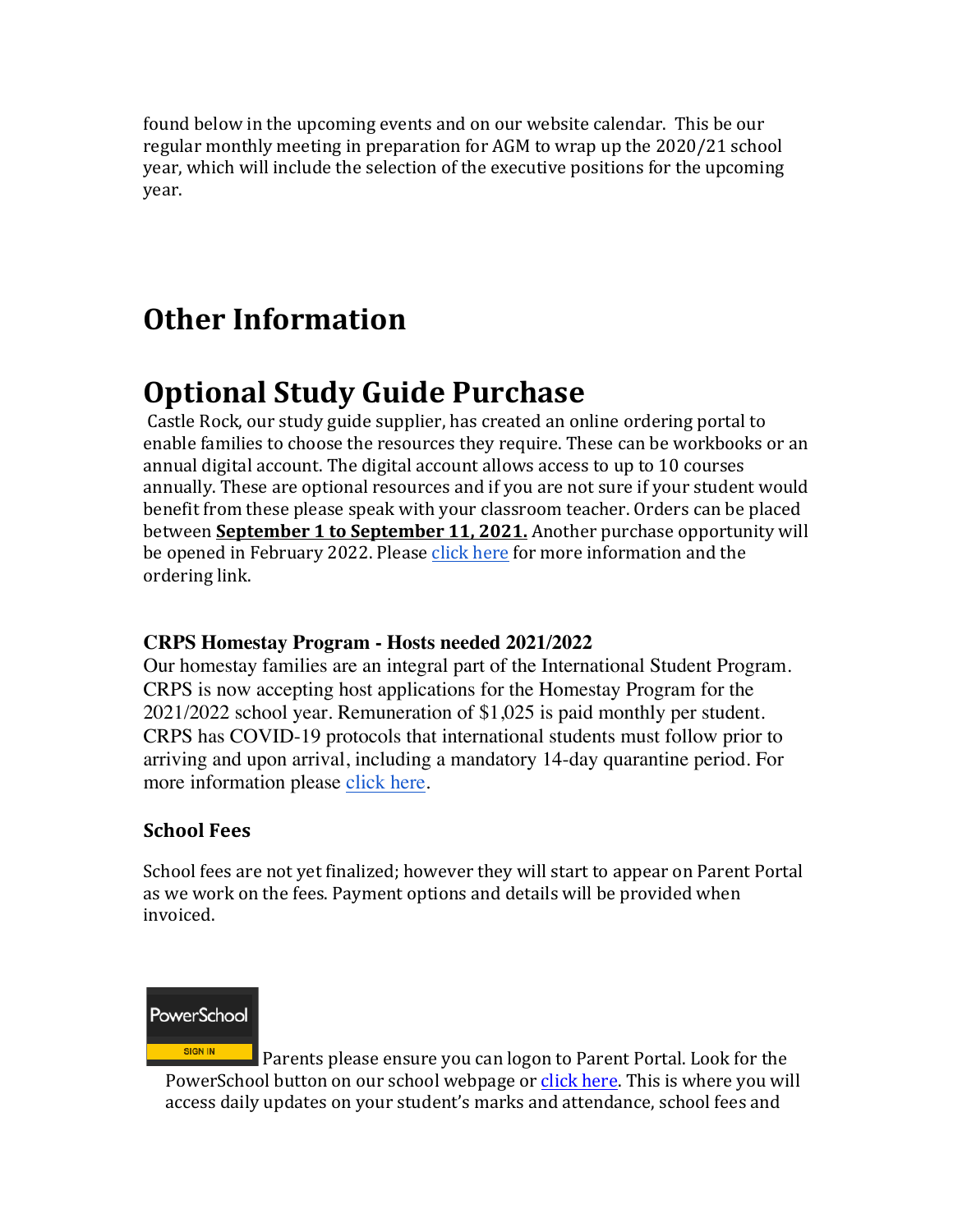found below in the upcoming events and on our website calendar. This be our regular monthly meeting in preparation for AGM to wrap up the 2020/21 school year, which will include the selection of the executive positions for the upcoming year.

# Other Information

# Optional Study Guide Purchase

Castle Rock, our study guide supplier, has created an online ordering portal to enable families to choose the resources they require. These can be workbooks or an annual digital account. The digital account allows access to up to 10 courses annually. These are optional resources and if you are not sure if your student would benefit from these please speak with your classroom teacher. Orders can be placed between **September 1 to September 11, 2021.** Another purchase opportunity will be opened in February 2022. Please click here for more information and the ordering link.

### CRPS Homestay Program - Hosts needed 2021/2022

Our homestay families are an integral part of the International Student Program. CRPS is now accepting host applications for the Homestay Program for the 2021/2022 school year. Remuneration of $1,025 is paid monthly per student. CRPS has COVID-19 protocols that international students must follow prior to arriving and upon arrival, including a mandatory 14-day quarantine period. For more information please click here.

### School Fees

School fees are not yet finalized; however they will start to appear on Parent Portal as we work on the fees. Payment options and details will be provided when invoiced.

PowerSchool SIGN IN Parents please ensure you can logon to Parent Portal. Look for the PowerSchool button on our school webpage or click here. This is where you will access daily updates on your student's marks and attendance, school fees and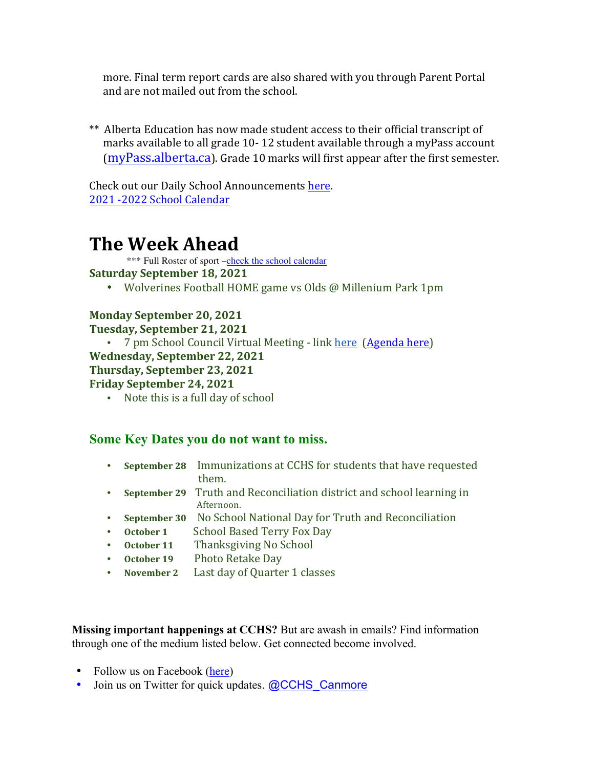more. Final term report cards are also shared with you through Parent Portal and are not mailed out from the school.

** Alberta Education has now made student access to their official transcript of marks available to all grade 10- 12 student available through a myPass account (myPass.alberta.ca). Grade 10 marks will first appear after the first semester.

Check out our Daily School Announcements here.
2021 -2022 School Calendar

# The Week Ahead

*** Full Roster of sport –check the school calendar

**Saturday September 18, 2021**

- Wolverines Football HOME game vs Olds @ Millenium Park 1pm

**Monday September 20, 2021**

**Tuesday, September 21, 2021**

- 7 pm School Council Virtual Meeting - link here (Agenda here)

**Wednesday, September 22, 2021**

**Thursday, September 23, 2021**

**Friday September 24, 2021**

- Note this is a full day of school

## Some Key Dates you do not want to miss.

- **September 28** Immunizations at CCHS for students that have requested them.
- **September 29** Truth and Reconciliation district and school learning in Afternoon.
- **September 30** No School National Day for Truth and Reconciliation
- **October 1** School Based Terry Fox Day
- **October 11** Thanksgiving No School
- **October 19** Photo Retake Day
- **November 2** Last day of Quarter 1 classes

**Missing important happenings at CCHS?** But are awash in emails? Find information through one of the medium listed below. Get connected become involved.

- Follow us on Facebook (here)
- Join us on Twitter for quick updates. @CCHS_Canmore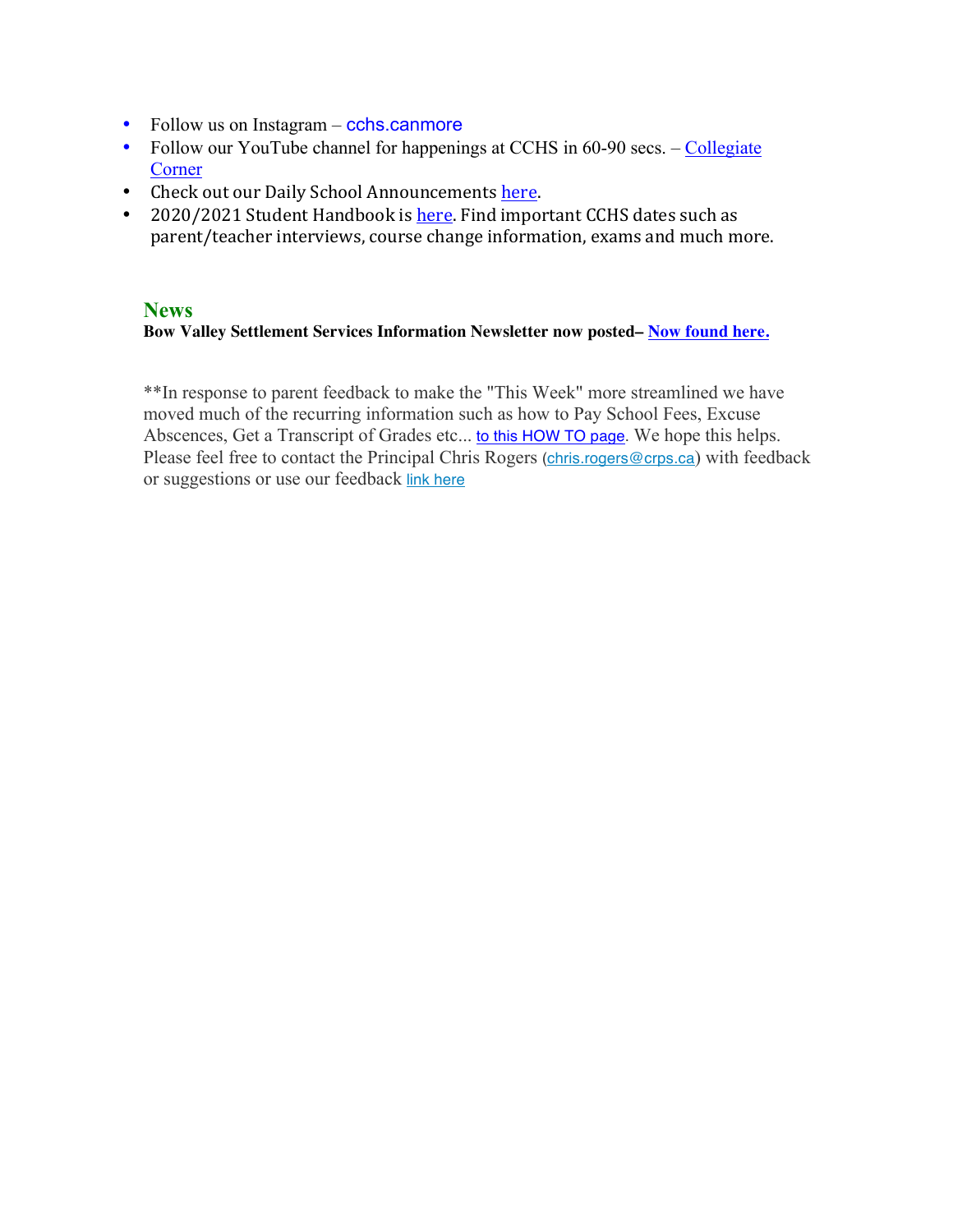- Follow us on Instagram – cchs.canmore
- Follow our YouTube channel for happenings at CCHS in 60-90 secs. – Collegiate Corner
- Check out our Daily School Announcements here.
- 2020/2021 Student Handbook is here. Find important CCHS dates such as parent/teacher interviews, course change information, exams and much more.

## News

**Bow Valley Settlement Services Information Newsletter now posted– Now found here.**

**In response to parent feedback to make the "This Week" more streamlined we have moved much of the recurring information such as how to Pay School Fees, Excuse Abscences, Get a Transcript of Grades etc... to this HOW TO page. We hope this helps. Please feel free to contact the Principal Chris Rogers (chris.rogers@crps.ca) with feedback or suggestions or use our feedback link here